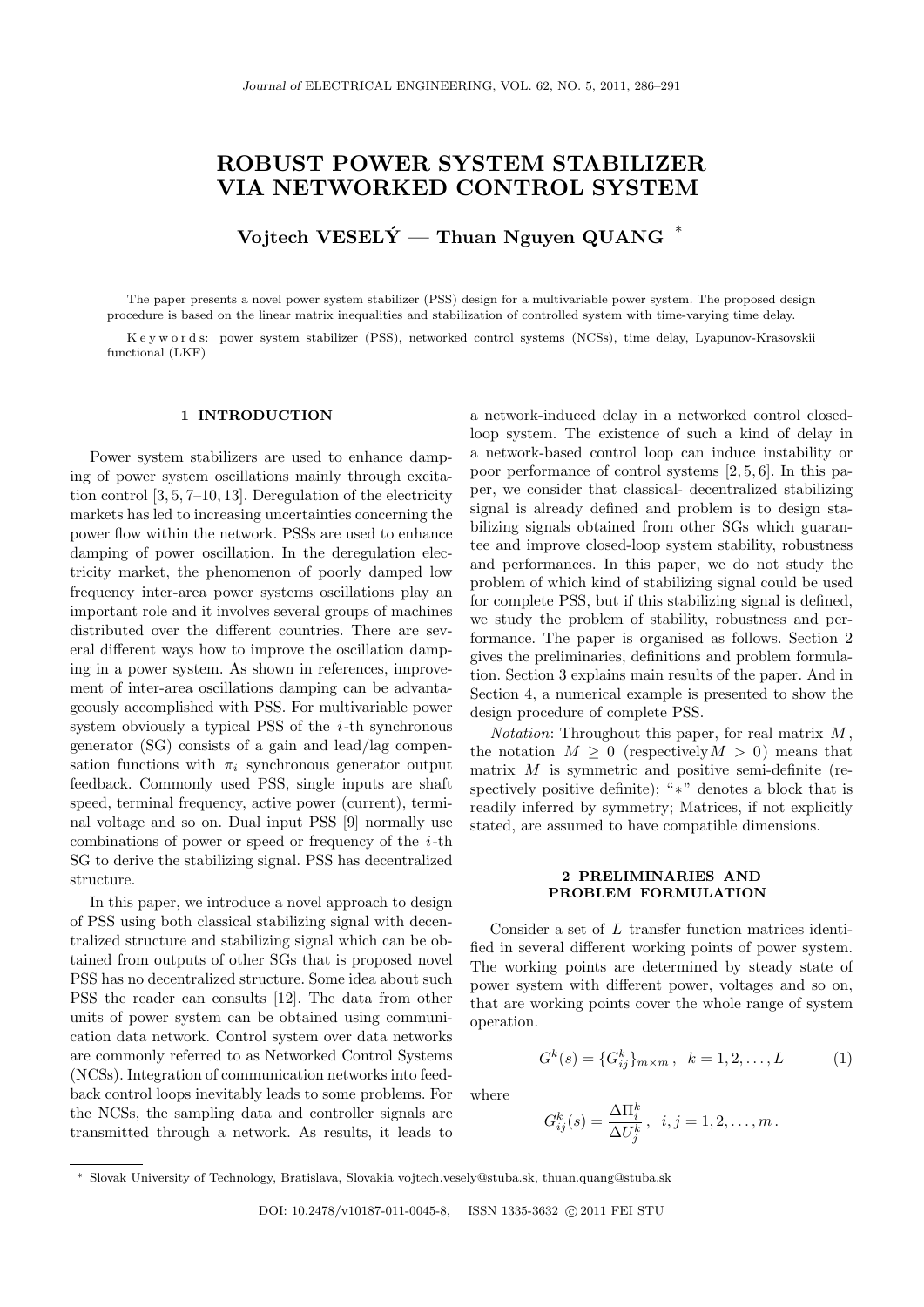# ROBUST POWER SYSTEM STABILIZER VIA NETWORKED CONTROL SYSTEM

**Vojtech VESELÝ — Thuan Nguyen QUANG** *

The paper presents a novel power system stabilizer (PSS) design for a multivariable power system. The proposed design procedure is based on the linear matrix inequalities and stabilization of controlled system with time-varying time delay.

K e y w o r d s: power system stabilizer (PSS), networked control systems (NCSs), time delay, Lyapunov-Krasovskii functional (LKF)

## 1 INTRODUCTION

Power system stabilizers are used to enhance damping of power system oscillations mainly through excitation control [3, 5, 7–10, 13]. Deregulation of the electricity markets has led to increasing uncertainties concerning the power flow within the network. PSSs are used to enhance damping of power oscillation. In the deregulation electricity market, the phenomenon of poorly damped low frequency inter-area power systems oscillations play an important role and it involves several groups of machines distributed over the different countries. There are several different ways how to improve the oscillation damping in a power system. As shown in references, improvement of inter-area oscillations damping can be advantageously accomplished with PSS. For multivariable power system obviously a typical PSS of the $i$-th synchronous generator (SG) consists of a gain and lead/lag compensation functions with $\pi_i$ synchronous generator output feedback. Commonly used PSS, single inputs are shaft speed, terminal frequency, active power (current), terminal voltage and so on. Dual input PSS [9] normally use combinations of power or speed or frequency of the $i$-th SG to derive the stabilizing signal. PSS has decentralized structure.

In this paper, we introduce a novel approach to design of PSS using both classical stabilizing signal with decentralized structure and stabilizing signal which can be obtained from outputs of other SGs that is proposed novel PSS has no decentralized structure. Some idea about such PSS the reader can consults [12]. The data from other units of power system can be obtained using communication data network. Control system over data networks are commonly referred to as Networked Control Systems (NCSs). Integration of communication networks into feedback control loops inevitably leads to some problems. For the NCSs, the sampling data and controller signals are transmitted through a network. As results, it leads to a network-induced delay in a networked control closed-loop system. The existence of such a kind of delay in a network-based control loop can induce instability or poor performance of control systems [2, 5, 6]. In this paper, we consider that classical- decentralized stabilizing signal is already defined and problem is to design stabilizing signals obtained from other SGs which guarantee and improve closed-loop system stability, robustness and performances. In this paper, we do not study the problem of which kind of stabilizing signal could be used for complete PSS, but if this stabilizing signal is defined, we study the problem of stability, robustness and performance. The paper is organised as follows. Section 2 gives the preliminaries, definitions and problem formulation. Section 3 explains main results of the paper. And in Section 4, a numerical example is presented to show the design procedure of complete PSS.

*Notation*: Throughout this paper, for real matrix $M$, the notation $M \geq 0$ (respectively $M > 0$) means that matrix $M$ is symmetric and positive semi-definite (respectively positive definite); "$*$" denotes a block that is readily inferred by symmetry; Matrices, if not explicitly stated, are assumed to have compatible dimensions.

## 2 PRELIMINARIES AND PROBLEM FORMULATION

Consider a set of $L$ transfer function matrices identified in several different working points of power system. The working points are determined by steady state of power system with different power, voltages and so on, that are working points cover the whole range of system operation.

$$G^k(s) = \{G^k_{ij}\}_{m\times m}\,, \quad k = 1, 2, \ldots, L \tag{1}$$

where

$$G^k_{ij}(s) = \frac{\Delta\Pi^k_i}{\Delta U^k_j}\,, \quad i, j = 1, 2, \ldots, m\,.$$

---

* Slovak University of Technology, Bratislava, Slovakia vojtech.vesely@stuba.sk, thuan.quang@stuba.sk

DOI: 10.2478/v10187-011-0045-8, ISSN 1335-3632 © 2011 FEI STU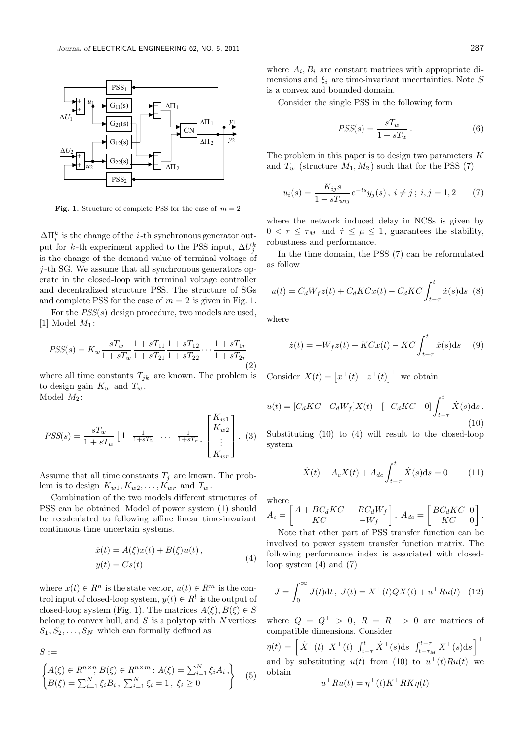PSS$_1$

$\Delta U_1$

$u_1$

G$_{11}$(s)

G$_{21}$(s)

G$_{12}$(s)

G$_{22}$(s)

$\Delta U_2$

$u_2$

PSS$_2$

$\Delta\Pi_1$

$\Delta\Pi_2$

CN

$\Delta\Pi_1$

$\Delta\Pi_2$

$y_1$

$y_2$

**Fig. 1.** Structure of complete PSS for the case of $m = 2$

$\Delta\Pi_i^k$ is the change of the $i$-th synchronous generator output for $k$-th experiment applied to the PSS input, $\Delta U_j^k$ is the change of the demand value of terminal voltage of $j$-th SG. We assume that all synchronous generators operate in the closed-loop with terminal voltage controller and decentralized structure PSS. The structure of SGs and complete PSS for the case of $m = 2$ is given in Fig. 1.

For the $PSS(s)$ design procedure, two models are used, [1] Model $M_1$:

$$PSS(s) = K_w \frac{sT_w}{1+sT_w}\frac{1+sT_{11}}{1+sT_{21}}\frac{1+sT_{12}}{1+sT_{22}}\cdots\frac{1+sT_{1r}}{1+sT_{2r}} \tag{2}$$

where all time constants $T_{jk}$ are known. The problem is to design gain $K_w$ and $T_w$.
Model $M_2$:

$$PSS(s) = \frac{sT_w}{1+sT_w}\begin{bmatrix} 1 & \frac{1}{1+sT_2} & \cdots & \frac{1}{1+sT_r}\end{bmatrix}\begin{bmatrix} K_{w1} \\ K_{w2} \\ \vdots \\ K_{wr}\end{bmatrix}. \tag{3}$$

Assume that all time constants $T_j$ are known. The problem is to design $K_{w1}, K_{w2}, \ldots, K_{wr}$ and $T_w$.

Combination of the two models different structures of PSS can be obtained. Model of power system (1) should be recalculated to following affine linear time-invariant continuous time uncertain systems.

$$\begin{aligned} \dot{x}(t) &= A(\xi)x(t) + B(\xi)u(t)\,, \\ y(t) &= Cs(t) \end{aligned} \tag{4}$$

where $x(t) \in R^n$ is the state vector, $u(t) \in R^m$ is the control input of closed-loop system, $y(t) \in R^l$ is the output of closed-loop system (Fig. 1). The matrices $A(\xi), B(\xi) \in S$ belong to convex hull, and $S$ is a polytop with $N$ vertices $S_1, S_2, \ldots, S_N$ which can formally defined as

$$S := \begin{Bmatrix} A(\xi) \in R^{n\times n}, B(\xi) \in R^{n\times m} \colon A(\xi) = \sum_{i=1}^N \xi_i A_i\,, \\ B(\xi) = \sum_{i=1}^N \xi_i B_i\,,\ \sum_{i=1}^N \xi_i = 1\,,\ \xi_i \geq 0 \end{Bmatrix} \tag{5}$$

where $A_i, B_i$ are constant matrices with appropriate dimensions and $\xi_i$ are time-invariant uncertainties. Note $S$ is a convex and bounded domain.

Consider the single PSS in the following form

$$PSS(s) = \frac{sT_w}{1+sT_w}\,. \tag{6}$$

The problem in this paper is to design two parameters $K$ and $T_w$ (structure $M_1, M_2$) such that for the PSS (7)

$$u_i(s) = \frac{K_{ij}s}{1+sT_{wij}} e^{-ts} y_j(s)\,,\ i \neq j\,;\ i,j = 1,2 \tag{7}$$

where the network induced delay in NCSs is given by $0 < \tau \leq \tau_M$ and $\dot{\tau} \leq \mu \leq 1$, guarantees the stability, robustness and performance.

In the time domain, the PSS (7) can be reformulated as follow

$$u(t) = C_d W_f z(t) + C_d KCx(t) - C_d KC\int_{t-\tau}^t \dot{x}(s)\mathrm{d}s \tag{8}$$

where

$$\dot{z}(t) = -W_f z(t) + KCx(t) - KC\int_{t-\tau}^t \dot{x}(s)\mathrm{d}s \tag{9}$$

Consider $X(t) = \begin{bmatrix} x^\top(t) & z^\top(t)\end{bmatrix}^\top$ we obtain

$$u(t) = [C_d KC - C_d W_f]X(t) + [-C_d KC \quad 0]\int_{t-\tau}^t \dot{X}(s)\mathrm{d}s\,. \tag{10}$$

Substituting (10) to (4) will result to the closed-loop system

$$\dot{X}(t) - A_c X(t) + A_{dc}\int_{t-\tau}^t \dot{X}(s)\mathrm{d}s = 0 \tag{11}$$

where
$A_c = \begin{bmatrix} A + BC_d KC & -BC_d W_f \\ KC & -W_f\end{bmatrix}$, $A_{dc} = \begin{bmatrix} BC_d KC & 0 \\ KC & 0\end{bmatrix}$.

Note that other part of PSS transfer function can be involved to power system transfer function matrix. The following performance index is associated with closed-loop system (4) and (7)

$$J = \int_0^\infty J(t)\mathrm{d}t\,,\ J(t) = X^\top(t)QX(t) + u^\top Ru(t) \tag{12}$$

where $Q = Q^\top > 0$, $R = R^\top > 0$ are matrices of compatible dimensions. Consider
$\eta(t) = \begin{bmatrix} \dot{X}^\top(t) & X^\top(t) & \int_{t-\tau}^t \dot{X}^\top(s)\mathrm{d}s & \int_{t-\tau_M}^{t-\tau} \dot{X}^\top(s)\mathrm{d}s\end{bmatrix}^\top$
and by substituting $u(t)$ from (10) to $u^\top(t)Ru(t)$ we obtain

$$u^\top Ru(t) = \eta^\top(t)K^\top RK\eta(t)$$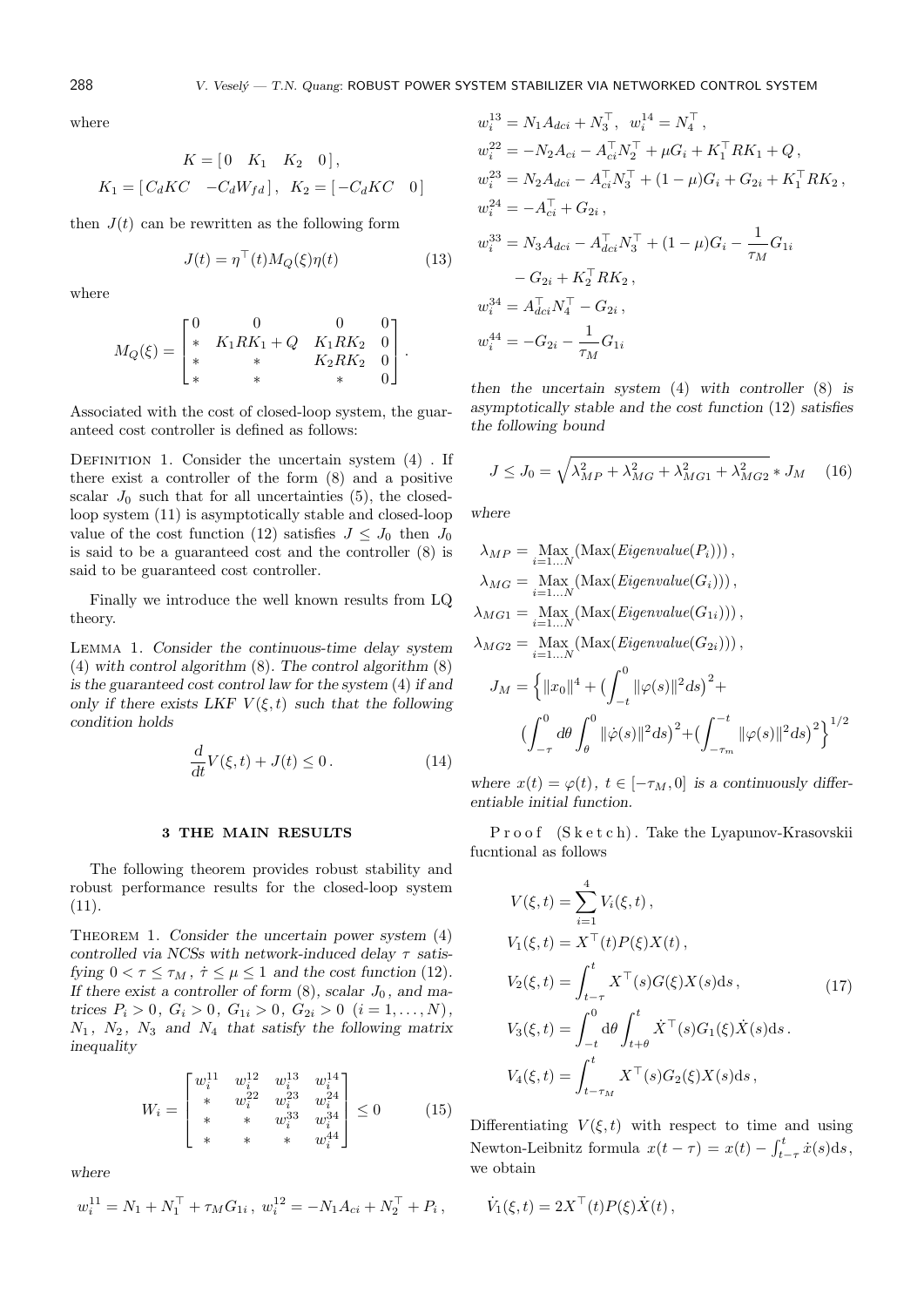where

$$K = [\,0 \quad K_1 \quad K_2 \quad 0\,]\,,$$
$$K_1 = [\,C_dKC \quad -C_dW_{fd}\,]\,,\ \ K_2 = [\,-C_dKC \quad 0\,]$$

then $J(t)$ can be rewritten as the following form

$$J(t) = \eta^\top(t) M_Q(\xi) \eta(t) \tag{13}$$

where

$$M_Q(\xi) = \begin{bmatrix} 0 & 0 & 0 & 0 \\ * & K_1RK_1 + Q & K_1RK_2 & 0 \\ * & * & K_2RK_2 & 0 \\ * & * & * & 0 \end{bmatrix}.$$

Associated with the cost of closed-loop system, the guaranteed cost controller is defined as follows:

Definition 1. Consider the uncertain system (4) . If there exist a controller of the form (8) and a positive scalar $J_0$ such that for all uncertainties (5), the closed-loop system (11) is asymptotically stable and closed-loop value of the cost function (12) satisfies $J \le J_0$ then $J_0$ is said to be a guaranteed cost and the controller (8) is said to be guaranteed cost controller.

Finally we introduce the well known results from LQ theory.

Lemma 1. *Consider the continuous-time delay system (4) with control algorithm (8). The control algorithm (8) is the guaranteed cost control law for the system (4) if and only if there exists LKF $V(\xi,t)$ such that the following condition holds*

$$\frac{d}{dt}V(\xi,t) + J(t) \le 0\,. \tag{14}$$

## 3 THE MAIN RESULTS

The following theorem provides robust stability and robust performance results for the closed-loop system (11).

Theorem 1. *Consider the uncertain power system (4) controlled via NCSs with network-induced delay $\tau$ satisfying $0 < \tau \le \tau_M$, $\dot{\tau} \le \mu \le 1$ and the cost function (12). If there exist a controller of form (8), scalar $J_0$, and matrices $P_i > 0$, $G_i > 0$, $G_{1i} > 0$, $G_{2i} > 0$ $(i = 1, \dots, N)$, $N_1$, $N_2$, $N_3$ and $N_4$ that satisfy the following matrix inequality*

$$W_i = \begin{bmatrix} w_i^{11} & w_i^{12} & w_i^{13} & w_i^{14} \\ * & w_i^{22} & w_i^{23} & w_i^{24} \\ * & * & w_i^{33} & w_i^{34} \\ * & * & * & w_i^{44} \end{bmatrix} \le 0 \tag{15}$$

*where*

$$w_i^{11} = N_1 + N_1^\top + \tau_M G_{1i}\,,\ w_i^{12} = -N_1A_{ci} + N_2^\top + P_i\,,$$
$$w_i^{13} = N_1A_{dci} + N_3^\top\,,\ \ w_i^{14} = N_4^\top\,,$$
$$w_i^{22} = -N_2A_{ci} - A_{ci}^\top N_2^\top + \mu G_i + K_1^\top RK_1 + Q\,,$$
$$w_i^{23} = N_2A_{dci} - A_{ci}^\top N_3^\top + (1-\mu)G_i + G_{2i} + K_1^\top RK_2\,,$$
$$w_i^{24} = -A_{ci}^\top + G_{2i}\,,$$
$$w_i^{33} = N_3A_{dci} - A_{dci}^\top N_3^\top + (1-\mu)G_i - \frac{1}{\tau_M}G_{1i} - G_{2i} + K_2^\top RK_2\,,$$
$$w_i^{34} = A_{dci}^\top N_4^\top - G_{2i}\,,$$
$$w_i^{44} = -G_{2i} - \frac{1}{\tau_M}G_{1i}$$

*then the uncertain system (4) with controller (8) is asymptotically stable and the cost function (12) satisfies the following bound*

$$J \le J_0 = \sqrt{\lambda_{MP}^2 + \lambda_{MG}^2 + \lambda_{MG1}^2 + \lambda_{MG2}^2} * J_M \tag{16}$$

*where*

$$\lambda_{MP} = \operatorname*{Max}_{i=1\dots N}(\mathrm{Max}(\mathit{Eigenvalue}(P_i)))\,,$$
$$\lambda_{MG} = \operatorname*{Max}_{i=1\dots N}(\mathrm{Max}(\mathit{Eigenvalue}(G_i)))\,,$$
$$\lambda_{MG1} = \operatorname*{Max}_{i=1\dots N}(\mathrm{Max}(\mathit{Eigenvalue}(G_{1i})))\,,$$
$$\lambda_{MG2} = \operatorname*{Max}_{i=1\dots N}(\mathrm{Max}(\mathit{Eigenvalue}(G_{2i})))\,,$$
$$J_M = \Big\{\|x_0\|^4 + \big(\int_{-t}^{0}\|\varphi(s)\|^2 ds\big)^2 + \big(\int_{-\tau}^{0} d\theta \int_{\theta}^{0}\|\dot{\varphi}(s)\|^2 ds\big)^2 + \big(\int_{-\tau_m}^{-t}\|\varphi(s)\|^2 ds\big)^2\Big\}^{1/2}$$

*where $x(t) = \varphi(t)$, $t \in [-\tau_M, 0]$ is a continuously differentiable initial function.*

P r o o f (S k e t c h). Take the Lyapunov-Krasovskii fucntional as follows

$$\begin{aligned} V(\xi,t) &= \sum_{i=1}^{4} V_i(\xi,t)\,, \\ V_1(\xi,t) &= X^\top(t)P(\xi)X(t)\,, \\ V_2(\xi,t) &= \int_{t-\tau}^{t} X^\top(s)G(\xi)X(s)\mathrm{d}s\,, \\ V_3(\xi,t) &= \int_{-t}^{0}\mathrm{d}\theta\int_{t+\theta}^{t}\dot{X}^\top(s)G_1(\xi)\dot{X}(s)\mathrm{d}s\,. \\ V_4(\xi,t) &= \int_{t-\tau_M}^{t} X^\top(s)G_2(\xi)X(s)\mathrm{d}s\,, \end{aligned} \tag{17}$$

Differentiating $V(\xi,t)$ with respect to time and using Newton-Leibnitz formula $x(t-\tau) = x(t) - \int_{t-\tau}^{t}\dot{x}(s)\mathrm{d}s$, we obtain

$$\dot{V}_1(\xi,t) = 2X^\top(t)P(\xi)\dot{X}(t)\,,$$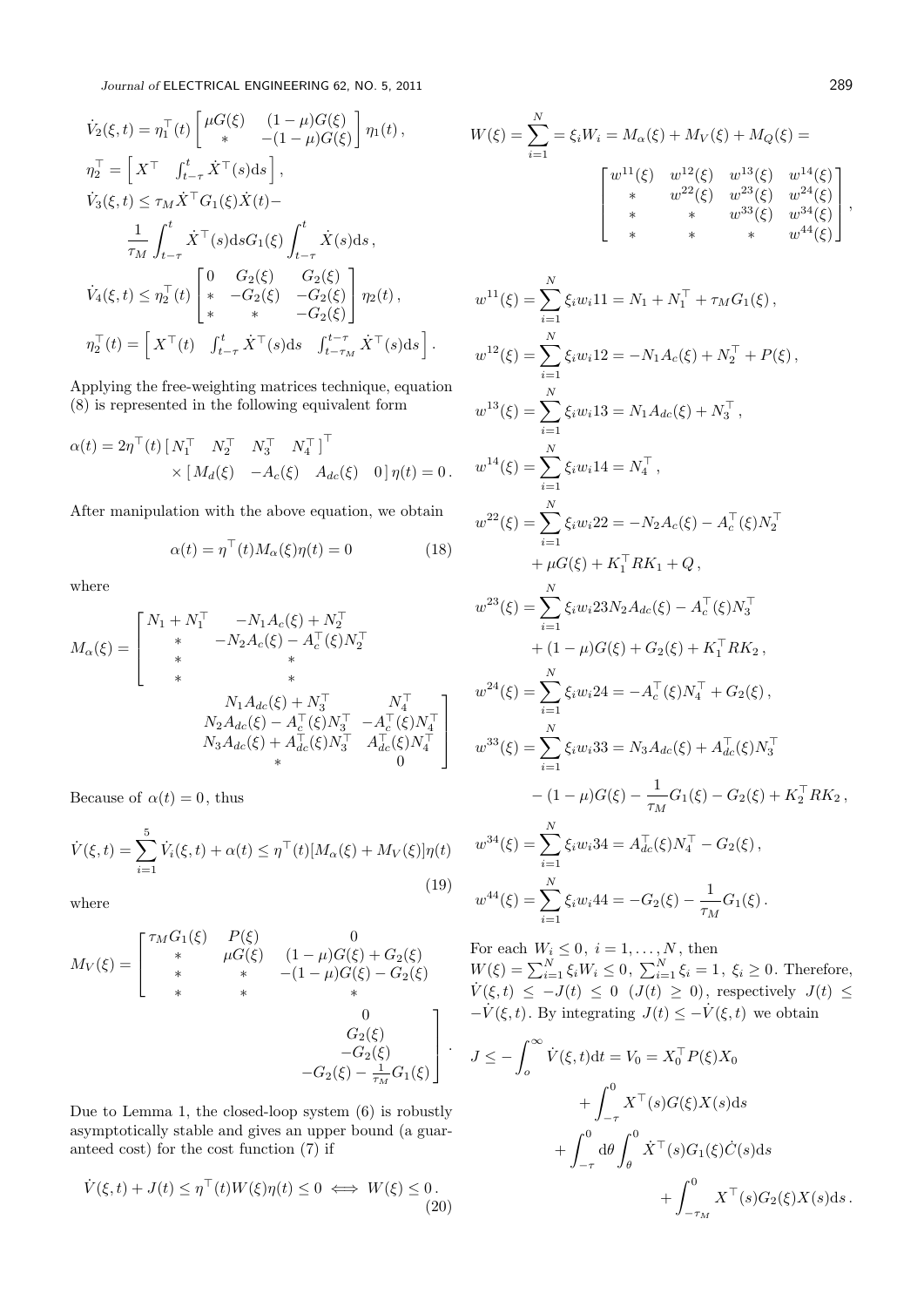$$\dot V_2(\xi,t)=\eta_1^\top(t)\begin{bmatrix}\mu G(\xi) & (1-\mu)G(\xi)\\ * & -(1-\mu)G(\xi)\end{bmatrix}\eta_1(t)\,,$$

$$\eta_2^\top=\begin{bmatrix}X^\top & \int_{t-\tau}^t \dot X^\top(s)\mathrm{d}s\end{bmatrix},$$

$$\dot V_3(\xi,t)\le \tau_M\dot X^\top G_1(\xi)\dot X(t)-\frac{1}{\tau_M}\int_{t-\tau}^t\dot X^\top(s)\mathrm{d}sG_1(\xi)\int_{t-\tau}^t\dot X(s)\mathrm{d}s\,,$$

$$\dot V_4(\xi,t)\le\eta_2^\top(t)\begin{bmatrix}0 & G_2(\xi) & G_2(\xi)\\ * & -G_2(\xi) & -G_2(\xi)\\ * & * & -G_2(\xi)\end{bmatrix}\eta_2(t)\,,$$

$$\eta_2^\top(t)=\begin{bmatrix}X^\top(t) & \int_{t-\tau}^t\dot X^\top(s)\mathrm{d}s & \int_{t-\tau_M}^{t-\tau}\dot X^\top(s)\mathrm{d}s\end{bmatrix}.$$

Applying the free-weighting matrices technique, equation (8) is represented in the following equivalent form

$$\alpha(t)=2\eta^\top(t)\,[\,N_1^\top\quad N_2^\top\quad N_3^\top\quad N_4^\top\,]^\top\times[\,M_d(\xi)\quad -A_c(\xi)\quad A_{dc}(\xi)\quad 0\,]\,\eta(t)=0\,.$$

After manipulation with the above equation, we obtain

$$\alpha(t)=\eta^\top(t)M_\alpha(\xi)\eta(t)=0 \tag{18}$$

where

$$M_\alpha(\xi)=\begin{bmatrix}N_1+N_1^\top & -N_1A_c(\xi)+N_2^\top & N_1A_{dc}(\xi)+N_3^\top & N_4^\top\\ * & -N_2A_c(\xi)-A_c^\top(\xi)N_2^\top & N_2A_{dc}(\xi)-A_c^\top(\xi)N_3^\top & -A_c^\top(\xi)N_4^\top\\ * & * & N_3A_{dc}(\xi)+A_{dc}^\top(\xi)N_3^\top & A_{dc}^\top(\xi)N_4^\top\\ * & * & * & 0\end{bmatrix}$$

Because of $\alpha(t)=0$, thus

$$\dot V(\xi,t)=\sum_{i=1}^5\dot V_i(\xi,t)+\alpha(t)\le\eta^\top(t)[M_\alpha(\xi)+M_V(\xi)]\eta(t) \tag{19}$$

where

$$M_V(\xi)=\begin{bmatrix}\tau_MG_1(\xi) & P(\xi) & 0 & 0\\ * & \mu G(\xi) & (1-\mu)G(\xi)+G_2(\xi) & G_2(\xi)\\ * & * & -(1-\mu)G(\xi)-G_2(\xi) & -G_2(\xi)\\ * & * & * & -G_2(\xi)-\frac{1}{\tau_M}G_1(\xi)\end{bmatrix}.$$

Due to Lemma 1, the closed-loop system (6) is robustly asymptotically stable and gives an upper bound (a guaranteed cost) for the cost function (7) if

$$\dot V(\xi,t)+J(t)\le\eta^\top(t)W(\xi)\eta(t)\le 0\iff W(\xi)\le 0\,. \tag{20}$$

$$W(\xi)=\sum_{i=1}^N=\xi_iW_i=M_\alpha(\xi)+M_V(\xi)+M_Q(\xi)=\begin{bmatrix}w^{11}(\xi) & w^{12}(\xi) & w^{13}(\xi) & w^{14}(\xi)\\ * & w^{22}(\xi) & w^{23}(\xi) & w^{24}(\xi)\\ * & * & w^{33}(\xi) & w^{34}(\xi)\\ * & * & * & w^{44}(\xi)\end{bmatrix},$$

$$w^{11}(\xi)=\sum_{i=1}^N\xi_iw_i11=N_1+N_1^\top+\tau_MG_1(\xi)\,,$$

$$w^{12}(\xi)=\sum_{i=1}^N\xi_iw_i12=-N_1A_c(\xi)+N_2^\top+P(\xi)\,,$$

$$w^{13}(\xi)=\sum_{i=1}^N\xi_iw_i13=N_1A_{dc}(\xi)+N_3^\top\,,$$

$$w^{14}(\xi)=\sum_{i=1}^N\xi_iw_i14=N_4^\top\,,$$

$$w^{22}(\xi)=\sum_{i=1}^N\xi_iw_i22=-N_2A_c(\xi)-A_c^\top(\xi)N_2^\top+\mu G(\xi)+K_1^\top RK_1+Q\,,$$

$$w^{23}(\xi)=\sum_{i=1}^N\xi_iw_i23N_2A_{dc}(\xi)-A_c^\top(\xi)N_3^\top+(1-\mu)G(\xi)+G_2(\xi)+K_1^\top RK_2\,,$$

$$w^{24}(\xi)=\sum_{i=1}^N\xi_iw_i24=-A_c^\top(\xi)N_4^\top+G_2(\xi)\,,$$

$$w^{33}(\xi)=\sum_{i=1}^N\xi_iw_i33=N_3A_{dc}(\xi)+A_{dc}^\top(\xi)N_3^\top-(1-\mu)G(\xi)-\frac{1}{\tau_M}G_1(\xi)-G_2(\xi)+K_2^\top RK_2\,,$$

$$w^{34}(\xi)=\sum_{i=1}^N\xi_iw_i34=A_{dc}^\top(\xi)N_4^\top-G_2(\xi)\,,$$

$$w^{44}(\xi)=\sum_{i=1}^N\xi_iw_i44=-G_2(\xi)-\frac{1}{\tau_M}G_1(\xi)\,.$$

For each $W_i\le 0,\ i=1,\dots,N$, then $W(\xi)=\sum_{i=1}^N\xi_iW_i\le 0,\ \sum_{i=1}^N\xi_i=1,\ \xi_i\ge 0$. Therefore, $\dot V(\xi,t)\le -J(t)\le 0\ \ (J(t)\ge 0)$, respectively $J(t)\le -\dot V(\xi,t)$. By integrating $J(t)\le-\dot V(\xi,t)$ we obtain

$$J\le-\int_o^\infty\dot V(\xi,t)\mathrm{d}t=V_0=X_0^\top P(\xi)X_0+\int_{-\tau}^0X^\top(s)G(\xi)X(s)\mathrm{d}s+\int_{-\tau}^0\mathrm{d}\theta\int_\theta^0\dot X^\top(s)G_1(\xi)\dot C(s)\mathrm{d}s+\int_{-\tau_M}^0X^\top(s)G_2(\xi)X(s)\mathrm{d}s\,.$$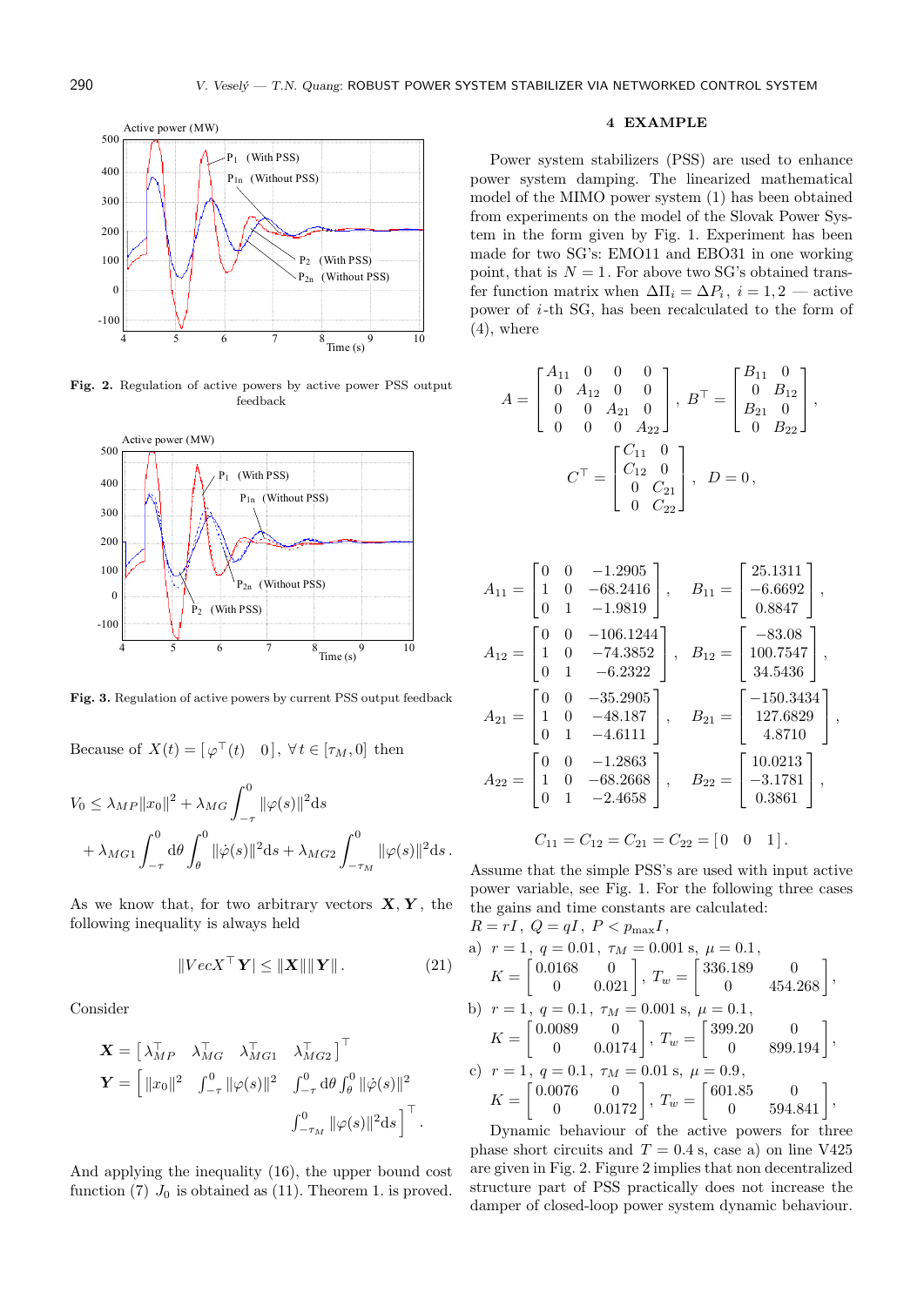Active power (MW)

500
400
300
200
100
0
-100

4 5 6 7 8 9 10

Time (s)

$P_1$ (With PSS)

$P_{1n}$ (Without PSS)

$P_2$ (With PSS)

$P_{2n}$ (Without PSS)

**Fig. 2.** Regulation of active powers by active power PSS output feedback

Active power (MW)

500
400
300
200
100
0
-100

4 5 6 7 8 9 10

Time (s)

$P_1$ (With PSS)

$P_{1n}$ (Without PSS)

$P_{2n}$ (Without PSS)

$P_2$ (With PSS)

**Fig. 3.** Regulation of active powers by current PSS output feedback

Because of $X(t) = [\varphi^\top(t) \quad 0]$, $\forall t \in [\tau_M, 0]$ then

$$V_0 \le \lambda_{MP}\|x_0\|^2 + \lambda_{MG}\int_{-\tau}^{0}\|\varphi(s)\|^2\mathrm{d}s$$
$$+ \lambda_{MG1}\int_{-\tau}^{0}\mathrm{d}\theta\int_{\theta}^{0}\|\dot{\varphi}(s)\|^2\mathrm{d}s + \lambda_{MG2}\int_{-\tau_M}^{0}\|\varphi(s)\|^2\mathrm{d}s\,.$$

As we know that, for two arbitrary vectors $\boldsymbol{X}, \boldsymbol{Y}$, the following inequality is always held

$$\|VecX^\top \boldsymbol{Y}| \le \|\boldsymbol{X}\|\|\boldsymbol{Y}\|\,. \tag{21}$$

Consider

$$\boldsymbol{X} = \begin{bmatrix}\lambda_{MP}^\top & \lambda_{MG}^\top & \lambda_{MG1}^\top & \lambda_{MG2}^\top\end{bmatrix}^\top$$
$$\boldsymbol{Y} = \Big[\|x_0\|^2 \quad \int_{-\tau}^{0}\|\varphi(s)\|^2 \quad \int_{-\tau}^{0}\mathrm{d}\theta\int_{\theta}^{0}\|\dot{\varphi}(s)\|^2 \quad \int_{-\tau_M}^{0}\|\varphi(s)\|^2\mathrm{d}s\Big]^\top.$$

And applying the inequality (16), the upper bound cost function (7) $J_0$ is obtained as (11). Theorem 1. is proved.

## 4 EXAMPLE

Power system stabilizers (PSS) are used to enhance power system damping. The linearized mathematical model of the MIMO power system (1) has been obtained from experiments on the model of the Slovak Power System in the form given by Fig. 1. Experiment has been made for two SG's: EMO11 and EBO31 in one working point, that is $N = 1$. For above two SG's obtained transfer function matrix when $\Delta\Pi_i = \Delta P_i$, $i = 1,2$ — active power of $i$-th SG, has been recalculated to the form of (4), where

$$A = \begin{bmatrix} A_{11} & 0 & 0 & 0\\ 0 & A_{12} & 0 & 0\\ 0 & 0 & A_{21} & 0\\ 0 & 0 & 0 & A_{22}\end{bmatrix},\quad B^\top = \begin{bmatrix} B_{11} & 0\\ 0 & B_{12}\\ B_{21} & 0\\ 0 & B_{22}\end{bmatrix},$$
$$C^\top = \begin{bmatrix} C_{11} & 0\\ C_{12} & 0\\ 0 & C_{21}\\ 0 & C_{22}\end{bmatrix},\quad D = 0\,,$$

$$A_{11} = \begin{bmatrix} 0 & 0 & -1.2905\\ 1 & 0 & -68.2416\\ 0 & 1 & -1.9819\end{bmatrix},\quad B_{11} = \begin{bmatrix} 25.1311\\ -6.6692\\ 0.8847\end{bmatrix},$$
$$A_{12} = \begin{bmatrix} 0 & 0 & -106.1244\\ 1 & 0 & -74.3852\\ 0 & 1 & -6.2322\end{bmatrix},\quad B_{12} = \begin{bmatrix} -83.08\\ 100.7547\\ 34.5436\end{bmatrix},$$
$$A_{21} = \begin{bmatrix} 0 & 0 & -35.2905\\ 1 & 0 & -48.187\\ 0 & 1 & -4.6111\end{bmatrix},\quad B_{21} = \begin{bmatrix} -150.3434\\ 127.6829\\ 4.8710\end{bmatrix},$$
$$A_{22} = \begin{bmatrix} 0 & 0 & -1.2863\\ 1 & 0 & -68.2668\\ 0 & 1 & -2.4658\end{bmatrix},\quad B_{22} = \begin{bmatrix} 10.0213\\ -3.1781\\ 0.3861\end{bmatrix},$$

$$C_{11} = C_{12} = C_{21} = C_{22} = [0 \quad 0 \quad 1]\,.$$

Assume that the simple PSS's are used with input active power variable, see Fig. 1. For the following three cases the gains and time constants are calculated: $R = rI$, $Q = qI$, $P < p_{\max}I$,

a) $r = 1$, $q = 0.01$, $\tau_M = 0.001$ s, $\mu = 0.1$,
$$K = \begin{bmatrix} 0.0168 & 0\\ 0 & 0.021\end{bmatrix},\ T_w = \begin{bmatrix} 336.189 & 0\\ 0 & 454.268\end{bmatrix},$$

b) $r = 1$, $q = 0.1$, $\tau_M = 0.001$ s, $\mu = 0.1$,
$$K = \begin{bmatrix} 0.0089 & 0\\ 0 & 0.0174\end{bmatrix},\ T_w = \begin{bmatrix} 399.20 & 0\\ 0 & 899.194\end{bmatrix},$$

c) $r = 1$, $q = 0.1$, $\tau_M = 0.01$ s, $\mu = 0.9$,
$$K = \begin{bmatrix} 0.0076 & 0\\ 0 & 0.0172\end{bmatrix},\ T_w = \begin{bmatrix} 601.85 & 0\\ 0 & 594.841\end{bmatrix},$$

Dynamic behaviour of the active powers for three phase short circuits and $T = 0.4$ s, case a) on line V425 are given in Fig. 2. Figure 2 implies that non decentralized structure part of PSS practically does not increase the damper of closed-loop power system dynamic behaviour.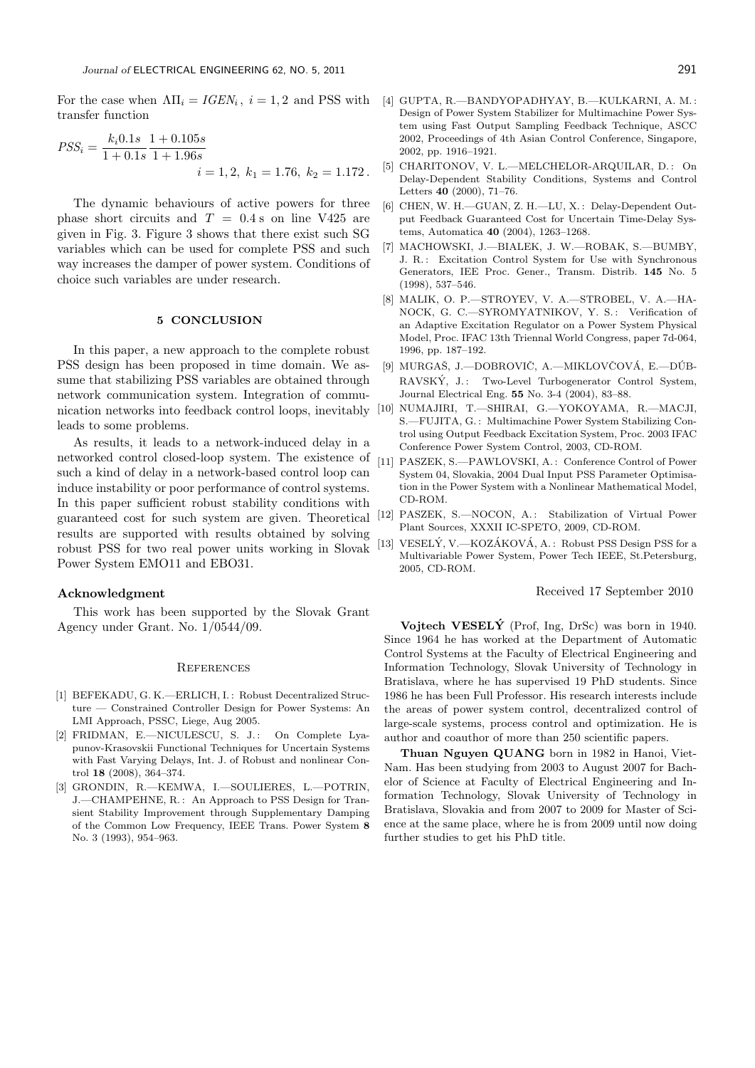For the case when $\Lambda\Pi_i = IGEN_i$, $i = 1, 2$ and PSS with transfer function

$$PSS_i = \frac{k_i 0.1s}{1 + 0.1s} \frac{1 + 0.105s}{1 + 1.96s}$$
$$i = 1, 2,\ k_1 = 1.76,\ k_2 = 1.172\,.$$

The dynamic behaviours of active powers for three phase short circuits and $T = 0.4$ s on line V425 are given in Fig. 3. Figure 3 shows that there exist such SG variables which can be used for complete PSS and such way increases the damper of power system. Conditions of choice such variables are under research.

## 5 CONCLUSION

In this paper, a new approach to the complete robust PSS design has been proposed in time domain. We assume that stabilizing PSS variables are obtained through network communication system. Integration of communication networks into feedback control loops, inevitably leads to some problems.

As results, it leads to a network-induced delay in a networked control closed-loop system. The existence of such a kind of delay in a network-based control loop can induce instability or poor performance of control systems. In this paper sufficient robust stability conditions with guaranteed cost for such system are given. Theoretical results are supported with results obtained by solving robust PSS for two real power units working in Slovak Power System EMO11 and EBO31.

### Acknowledgment

This work has been supported by the Slovak Grant Agency under Grant. No. 1/0544/09.

### References

[1] BEFEKADU, G. K.—ERLICH, I. : Robust Decentralized Structure — Constrained Controller Design for Power Systems: An LMI Approach, PSSC, Liege, Aug 2005.

[2] FRIDMAN, E.—NICULESCU, S. J. : On Complete Lyapunov-Krasovskii Functional Techniques for Uncertain Systems with Fast Varying Delays, Int. J. of Robust and nonlinear Control **18** (2008), 364–374.

[3] GRONDIN, R.—KEMWA, I.—SOULIERES, L.—POTRIN, J.—CHAMPEHNE, R. : An Approach to PSS Design for Transient Stability Improvement through Supplementary Damping of the Common Low Frequency, IEEE Trans. Power System **8** No. 3 (1993), 954–963.

[4] GUPTA, R.—BANDYOPADHYAY, B.—KULKARNI, A. M. : Design of Power System Stabilizer for Multimachine Power System using Fast Output Sampling Feedback Technique, ASCC 2002, Proceedings of 4th Asian Control Conference, Singapore, 2002, pp. 1916–1921.

[5] CHARITONOV, V. L.—MELCHELOR-ARQUILAR, D. : On Delay-Dependent Stability Conditions, Systems and Control Letters **40** (2000), 71–76.

[6] CHEN, W. H.—GUAN, Z. H.—LU, X. : Delay-Dependent Output Feedback Guaranteed Cost for Uncertain Time-Delay Systems, Automatica **40** (2004), 1263–1268.

[7] MACHOWSKI, J.—BIALEK, J. W.—ROBAK, S.—BUMBY, J. R. : Excitation Control System for Use with Synchronous Generators, IEE Proc. Gener., Transm. Distrib. **145** No. 5 (1998), 537–546.

[8] MALIK, O. P.—STROYEV, V. A.—STROBEL, V. A.—HANOCK, G. C.—SYROMYATNIKOV, Y. S. : Verification of an Adaptive Excitation Regulator on a Power System Physical Model, Proc. IFAC 13th Triennal World Congress, paper 7d-064, 1996, pp. 187–192.

[9] MURGAŠ, J.—DOBROVIČ, A.—MIKLOVČOVÁ, E.—DÚBRAVSKÝ, J. : Two-Level Turbogenerator Control System, Journal Electrical Eng. **55** No. 3-4 (2004), 83–88.

[10] NUMAJIRI, T.—SHIRAI, G.—YOKOYAMA, R.—MACJI, S.—FUJITA, G. : Multimachine Power System Stabilizing Control using Output Feedback Excitation System, Proc. 2003 IFAC Conference Power System Control, 2003, CD-ROM.

[11] PASZEK, S.—PAWLOVSKI, A. : Conference Control of Power System 04, Slovakia, 2004 Dual Input PSS Parameter Optimisation in the Power System with a Nonlinear Mathematical Model, CD-ROM.

[12] PASZEK, S.—NOCON, A. : Stabilization of Virtual Power Plant Sources, XXXII IC-SPETO, 2009, CD-ROM.

[13] VESELÝ, V.—KOZÁKOVÁ, A. : Robust PSS Design PSS for a Multivariable Power System, Power Tech IEEE, St.Petersburg, 2005, CD-ROM.

Received 17 September 2010

**Vojtech VESELÝ** (Prof, Ing, DrSc) was born in 1940. Since 1964 he has worked at the Department of Automatic Control Systems at the Faculty of Electrical Engineering and Information Technology, Slovak University of Technology in Bratislava, where he has supervised 19 PhD students. Since 1986 he has been Full Professor. His research interests include the areas of power system control, decentralized control of large-scale systems, process control and optimization. He is author and coauthor of more than 250 scientific papers.

**Thuan Nguyen QUANG** born in 1982 in Hanoi, Viet-Nam. Has been studying from 2003 to August 2007 for Bachelor of Science at Faculty of Electrical Engineering and Information Technology, Slovak University of Technology in Bratislava, Slovakia and from 2007 to 2009 for Master of Science at the same place, where he is from 2009 until now doing further studies to get his PhD title.